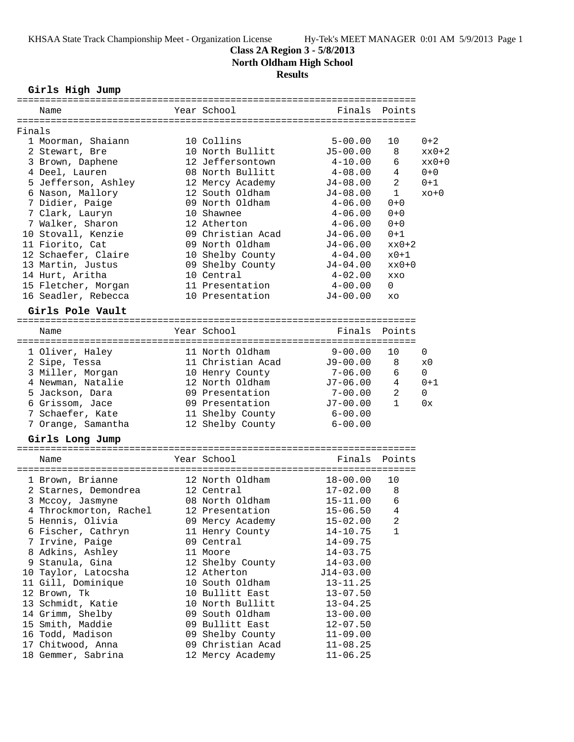KHSAA State Track Championship Meet - Organization License    Hy-Tek's MEET MANAGER 0:01 AM 5/9/2013 Page 1

# Class 2A Region 3 - 5/8/2013

## North Oldham High School

## Results

### Girls High Jump

| | Name | Year | School | Finals | Points | |
|---|---|---|---|---|---|---|
| **Finals** | | | | | | |
| 1 | Moorman, Shaiann | 10 | Collins | 5-00.00 | 10 | 0+2 |
| 2 | Stewart, Bre | 10 | North Bullitt | J5-00.00 | 8 | xx0+2 |
| 3 | Brown, Daphene | 12 | Jeffersontown | 4-10.00 | 6 | xx0+0 |
| 4 | Deel, Lauren | 08 | North Bullitt | 4-08.00 | 4 | 0+0 |
| 5 | Jefferson, Ashley | 12 | Mercy Academy | J4-08.00 | 2 | 0+1 |
| 6 | Nason, Mallory | 12 | South Oldham | J4-08.00 | 1 | xo+0 |
| 7 | Didier, Paige | 09 | North Oldham | 4-06.00 | 0+0 | |
| 7 | Clark, Lauryn | 10 | Shawnee | 4-06.00 | 0+0 | |
| 7 | Walker, Sharon | 12 | Atherton | 4-06.00 | 0+0 | |
| 10 | Stovall, Kenzie | 09 | Christian Acad | J4-06.00 | 0+1 | |
| 11 | Fiorito, Cat | 09 | North Oldham | J4-06.00 | xx0+2 | |
| 12 | Schaefer, Claire | 10 | Shelby County | 4-04.00 | x0+1 | |
| 13 | Martin, Justus | 09 | Shelby County | J4-04.00 | xx0+0 | |
| 14 | Hurt, Aritha | 10 | Central | 4-02.00 | xxo | |
| 15 | Fletcher, Morgan | 11 | Presentation | 4-00.00 | 0 | |
| 16 | Seadler, Rebecca | 10 | Presentation | J4-00.00 | xo | |

### Girls Pole Vault

| | Name | Year | School | Finals | Points | |
|---|---|---|---|---|---|---|
| 1 | Oliver, Haley | 11 | North Oldham | 9-00.00 | 10 | 0 |
| 2 | Sipe, Tessa | 11 | Christian Acad | J9-00.00 | 8 | x0 |
| 3 | Miller, Morgan | 10 | Henry County | 7-06.00 | 6 | 0 |
| 4 | Newman, Natalie | 12 | North Oldham | J7-06.00 | 4 | 0+1 |
| 5 | Jackson, Dara | 09 | Presentation | 7-00.00 | 2 | 0 |
| 6 | Grissom, Jace | 09 | Presentation | J7-00.00 | 1 | 0x |
| 7 | Schaefer, Kate | 11 | Shelby County | 6-00.00 | | |
| 7 | Orange, Samantha | 12 | Shelby County | 6-00.00 | | |

### Girls Long Jump

| | Name | Year | School | Finals | Points |
|---|---|---|---|---|---|
| 1 | Brown, Brianne | 12 | North Oldham | 18-00.00 | 10 |
| 2 | Starnes, Demondrea | 12 | Central | 17-02.00 | 8 |
| 3 | Mccoy, Jasmyne | 08 | North Oldham | 15-11.00 | 6 |
| 4 | Throckmorton, Rachel | 12 | Presentation | 15-06.50 | 4 |
| 5 | Hennis, Olivia | 09 | Mercy Academy | 15-02.00 | 2 |
| 6 | Fischer, Cathryn | 11 | Henry County | 14-10.75 | 1 |
| 7 | Irvine, Paige | 09 | Central | 14-09.75 | |
| 8 | Adkins, Ashley | 11 | Moore | 14-03.75 | |
| 9 | Stanula, Gina | 12 | Shelby County | 14-03.00 | |
| 10 | Taylor, Latocsha | 12 | Atherton | J14-03.00 | |
| 11 | Gill, Dominique | 10 | South Oldham | 13-11.25 | |
| 12 | Brown, Tk | 10 | Bullitt East | 13-07.50 | |
| 13 | Schmidt, Katie | 10 | North Bullitt | 13-04.25 | |
| 14 | Grimm, Shelby | 09 | South Oldham | 13-00.00 | |
| 15 | Smith, Maddie | 09 | Bullitt East | 12-07.50 | |
| 16 | Todd, Madison | 09 | Shelby County | 11-09.00 | |
| 17 | Chitwood, Anna | 09 | Christian Acad | 11-08.25 | |
| 18 | Gemmer, Sabrina | 12 | Mercy Academy | 11-06.25 | |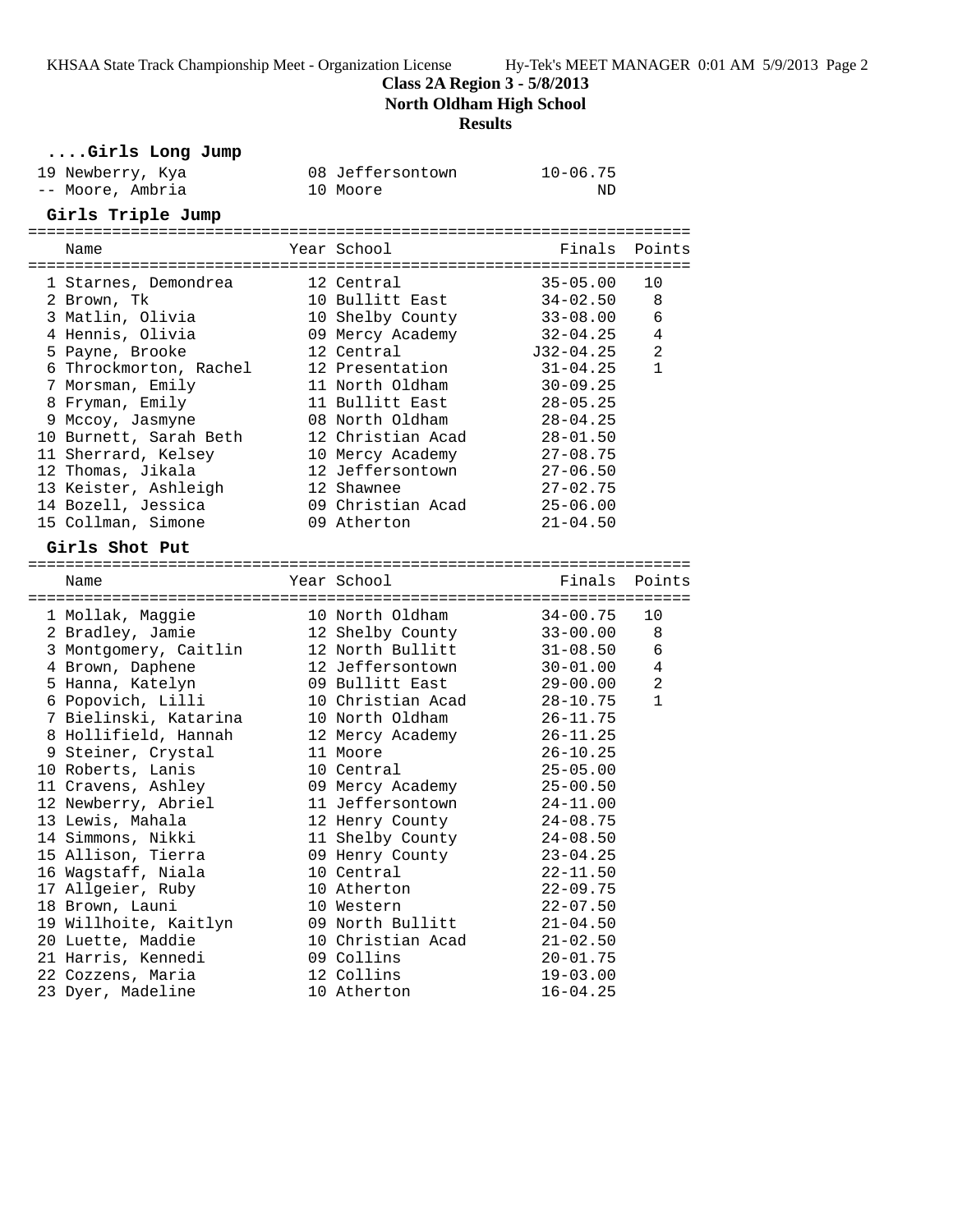# Class 2A Region 3 - 5/8/2013

## North Oldham High School

## Results

### ....Girls Long Jump

| Place | Name | Year | School | Finals |
|---|---|---|---|---|
| 19 | Newberry, Kya | 08 | Jeffersontown | 10-06.75 |
| -- | Moore, Ambria | 10 | Moore | ND |

### Girls Triple Jump

| Place | Name | Year | School | Finals | Points |
|---|---|---|---|---|---|
| 1 | Starnes, Demondrea | 12 | Central | 35-05.00 | 10 |
| 2 | Brown, Tk | 10 | Bullitt East | 34-02.50 | 8 |
| 3 | Matlin, Olivia | 10 | Shelby County | 33-08.00 | 6 |
| 4 | Hennis, Olivia | 09 | Mercy Academy | 32-04.25 | 4 |
| 5 | Payne, Brooke | 12 | Central | J32-04.25 | 2 |
| 6 | Throckmorton, Rachel | 12 | Presentation | 31-04.25 | 1 |
| 7 | Morsman, Emily | 11 | North Oldham | 30-09.25 | |
| 8 | Fryman, Emily | 11 | Bullitt East | 28-05.25 | |
| 9 | Mccoy, Jasmyne | 08 | North Oldham | 28-04.25 | |
| 10 | Burnett, Sarah Beth | 12 | Christian Acad | 28-01.50 | |
| 11 | Sherrard, Kelsey | 10 | Mercy Academy | 27-08.75 | |
| 12 | Thomas, Jikala | 12 | Jeffersontown | 27-06.50 | |
| 13 | Keister, Ashleigh | 12 | Shawnee | 27-02.75 | |
| 14 | Bozell, Jessica | 09 | Christian Acad | 25-06.00 | |
| 15 | Collman, Simone | 09 | Atherton | 21-04.50 | |

### Girls Shot Put

| Place | Name | Year | School | Finals | Points |
|---|---|---|---|---|---|
| 1 | Mollak, Maggie | 10 | North Oldham | 34-00.75 | 10 |
| 2 | Bradley, Jamie | 12 | Shelby County | 33-00.00 | 8 |
| 3 | Montgomery, Caitlin | 12 | North Bullitt | 31-08.50 | 6 |
| 4 | Brown, Daphene | 12 | Jeffersontown | 30-01.00 | 4 |
| 5 | Hanna, Katelyn | 09 | Bullitt East | 29-00.00 | 2 |
| 6 | Popovich, Lilli | 10 | Christian Acad | 28-10.75 | 1 |
| 7 | Bielinski, Katarina | 10 | North Oldham | 26-11.75 | |
| 8 | Hollifield, Hannah | 12 | Mercy Academy | 26-11.25 | |
| 9 | Steiner, Crystal | 11 | Moore | 26-10.25 | |
| 10 | Roberts, Lanis | 10 | Central | 25-05.00 | |
| 11 | Cravens, Ashley | 09 | Mercy Academy | 25-00.50 | |
| 12 | Newberry, Abriel | 11 | Jeffersontown | 24-11.00 | |
| 13 | Lewis, Mahala | 12 | Henry County | 24-08.75 | |
| 14 | Simmons, Nikki | 11 | Shelby County | 24-08.50 | |
| 15 | Allison, Tierra | 09 | Henry County | 23-04.25 | |
| 16 | Wagstaff, Niala | 10 | Central | 22-11.50 | |
| 17 | Allgeier, Ruby | 10 | Atherton | 22-09.75 | |
| 18 | Brown, Launi | 10 | Western | 22-07.50 | |
| 19 | Willhoite, Kaitlyn | 09 | North Bullitt | 21-04.50 | |
| 20 | Luette, Maddie | 10 | Christian Acad | 21-02.50 | |
| 21 | Harris, Kennedi | 09 | Collins | 20-01.75 | |
| 22 | Cozzens, Maria | 12 | Collins | 19-03.00 | |
| 23 | Dyer, Madeline | 10 | Atherton | 16-04.25 | |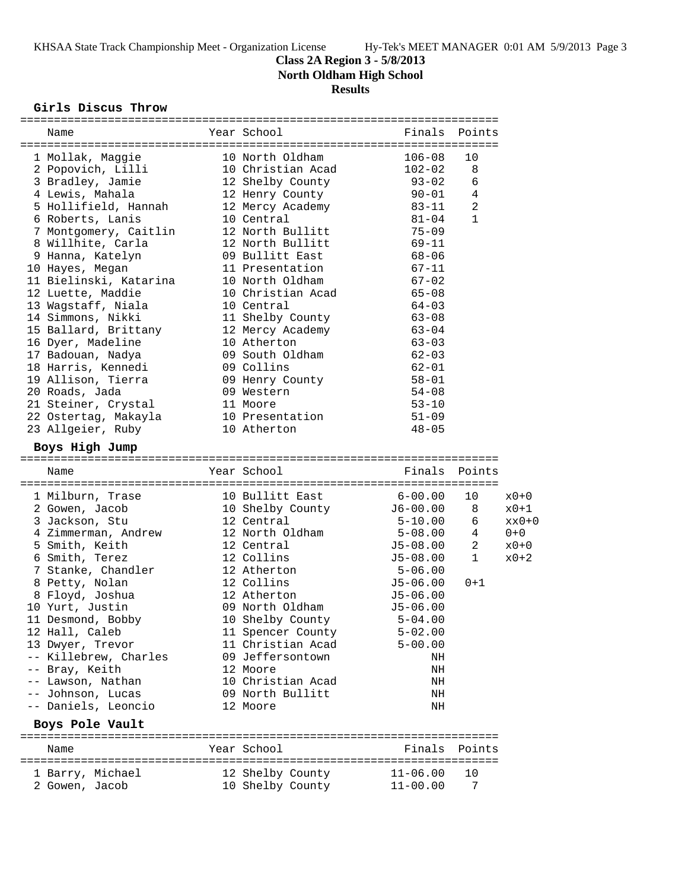**Class 2A Region 3 - 5/8/2013**
**North Oldham High School**
**Results**

### Girls Discus Throw

| | Name | Year | School | Finals | Points |
|---|---|---|---|---|---|
| 1 | Mollak, Maggie | 10 | North Oldham | 106-08 | 10 |
| 2 | Popovich, Lilli | 10 | Christian Acad | 102-02 | 8 |
| 3 | Bradley, Jamie | 12 | Shelby County | 93-02 | 6 |
| 4 | Lewis, Mahala | 12 | Henry County | 90-01 | 4 |
| 5 | Hollifield, Hannah | 12 | Mercy Academy | 83-11 | 2 |
| 6 | Roberts, Lanis | 10 | Central | 81-04 | 1 |
| 7 | Montgomery, Caitlin | 12 | North Bullitt | 75-09 | |
| 8 | Willhite, Carla | 12 | North Bullitt | 69-11 | |
| 9 | Hanna, Katelyn | 09 | Bullitt East | 68-06 | |
| 10 | Hayes, Megan | 11 | Presentation | 67-11 | |
| 11 | Bielinski, Katarina | 10 | North Oldham | 67-02 | |
| 12 | Luette, Maddie | 10 | Christian Acad | 65-08 | |
| 13 | Wagstaff, Niala | 10 | Central | 64-03 | |
| 14 | Simmons, Nikki | 11 | Shelby County | 63-08 | |
| 15 | Ballard, Brittany | 12 | Mercy Academy | 63-04 | |
| 16 | Dyer, Madeline | 10 | Atherton | 63-03 | |
| 17 | Badouan, Nadya | 09 | South Oldham | 62-03 | |
| 18 | Harris, Kennedi | 09 | Collins | 62-01 | |
| 19 | Allison, Tierra | 09 | Henry County | 58-01 | |
| 20 | Roads, Jada | 09 | Western | 54-08 | |
| 21 | Steiner, Crystal | 11 | Moore | 53-10 | |
| 22 | Ostertag, Makayla | 10 | Presentation | 51-09 | |
| 23 | Allgeier, Ruby | 10 | Atherton | 48-05 | |

### Boys High Jump

| | Name | Year | School | Finals | Points | |
|---|---|---|---|---|---|---|
| 1 | Milburn, Trase | 10 | Bullitt East | 6-00.00 | 10 | x0+0 |
| 2 | Gowen, Jacob | 10 | Shelby County | J6-00.00 | 8 | x0+1 |
| 3 | Jackson, Stu | 12 | Central | 5-10.00 | 6 | xx0+0 |
| 4 | Zimmerman, Andrew | 12 | North Oldham | 5-08.00 | 4 | 0+0 |
| 5 | Smith, Keith | 12 | Central | J5-08.00 | 2 | x0+0 |
| 6 | Smith, Terez | 12 | Collins | J5-08.00 | 1 | x0+2 |
| 7 | Stanke, Chandler | 12 | Atherton | 5-06.00 | | |
| 8 | Petty, Nolan | 12 | Collins | J5-06.00 | 0+1 | |
| 8 | Floyd, Joshua | 12 | Atherton | J5-06.00 | | |
| 10 | Yurt, Justin | 09 | North Oldham | J5-06.00 | | |
| 11 | Desmond, Bobby | 10 | Shelby County | 5-04.00 | | |
| 12 | Hall, Caleb | 11 | Spencer County | 5-02.00 | | |
| 13 | Dwyer, Trevor | 11 | Christian Acad | 5-00.00 | | |
| -- | Killebrew, Charles | 09 | Jeffersontown | NH | | |
| -- | Bray, Keith | 12 | Moore | NH | | |
| -- | Lawson, Nathan | 10 | Christian Acad | NH | | |
| -- | Johnson, Lucas | 09 | North Bullitt | NH | | |
| -- | Daniels, Leoncio | 12 | Moore | NH | | |

### Boys Pole Vault

| | Name | Year | School | Finals | Points |
|---|---|---|---|---|---|
| 1 | Barry, Michael | 12 | Shelby County | 11-06.00 | 10 |
| 2 | Gowen, Jacob | 10 | Shelby County | 11-00.00 | 7 |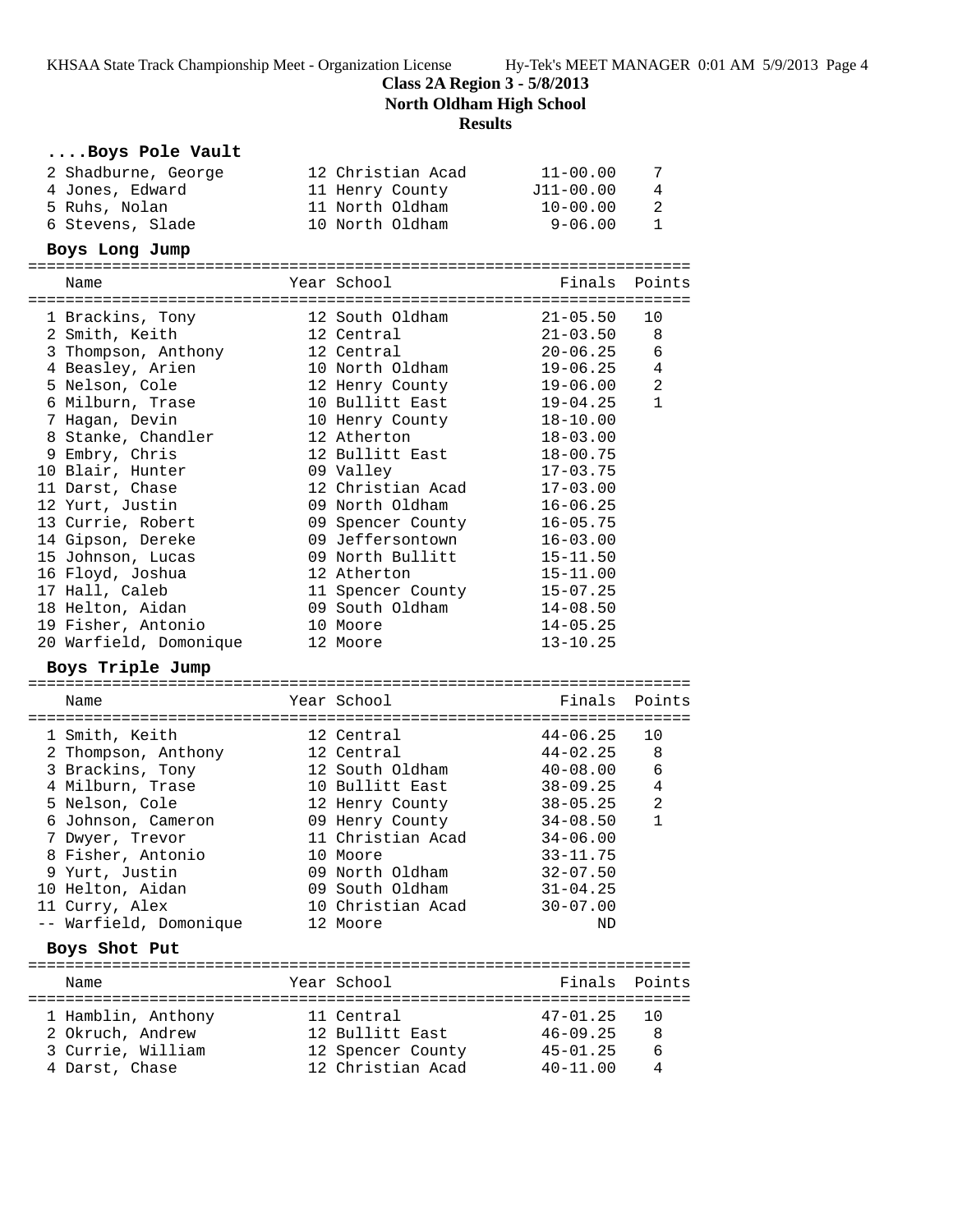# Class 2A Region 3 - 5/8/2013

## North Oldham High School

## Results

### ....Boys Pole Vault

| Place | Name | Year | School | Finals | Points |
|---|---|---|---|---|---|
| 2 | Shadburne, George | 12 | Christian Acad | 11-00.00 | 7 |
| 4 | Jones, Edward | 11 | Henry County | J11-00.00 | 4 |
| 5 | Ruhs, Nolan | 11 | North Oldham | 10-00.00 | 2 |
| 6 | Stevens, Slade | 10 | North Oldham | 9-06.00 | 1 |

### Boys Long Jump

| Place | Name | Year | School | Finals | Points |
|---|---|---|---|---|---|
| 1 | Brackins, Tony | 12 | South Oldham | 21-05.50 | 10 |
| 2 | Smith, Keith | 12 | Central | 21-03.50 | 8 |
| 3 | Thompson, Anthony | 12 | Central | 20-06.25 | 6 |
| 4 | Beasley, Arien | 10 | North Oldham | 19-06.25 | 4 |
| 5 | Nelson, Cole | 12 | Henry County | 19-06.00 | 2 |
| 6 | Milburn, Trase | 10 | Bullitt East | 19-04.25 | 1 |
| 7 | Hagan, Devin | 10 | Henry County | 18-10.00 | |
| 8 | Stanke, Chandler | 12 | Atherton | 18-03.00 | |
| 9 | Embry, Chris | 12 | Bullitt East | 18-00.75 | |
| 10 | Blair, Hunter | 09 | Valley | 17-03.75 | |
| 11 | Darst, Chase | 12 | Christian Acad | 17-03.00 | |
| 12 | Yurt, Justin | 09 | North Oldham | 16-06.25 | |
| 13 | Currie, Robert | 09 | Spencer County | 16-05.75 | |
| 14 | Gipson, Dereke | 09 | Jeffersontown | 16-03.00 | |
| 15 | Johnson, Lucas | 09 | North Bullitt | 15-11.50 | |
| 16 | Floyd, Joshua | 12 | Atherton | 15-11.00 | |
| 17 | Hall, Caleb | 11 | Spencer County | 15-07.25 | |
| 18 | Helton, Aidan | 09 | South Oldham | 14-08.50 | |
| 19 | Fisher, Antonio | 10 | Moore | 14-05.25 | |
| 20 | Warfield, Domonique | 12 | Moore | 13-10.25 | |

### Boys Triple Jump

| Place | Name | Year | School | Finals | Points |
|---|---|---|---|---|---|
| 1 | Smith, Keith | 12 | Central | 44-06.25 | 10 |
| 2 | Thompson, Anthony | 12 | Central | 44-02.25 | 8 |
| 3 | Brackins, Tony | 12 | South Oldham | 40-08.00 | 6 |
| 4 | Milburn, Trase | 10 | Bullitt East | 38-09.25 | 4 |
| 5 | Nelson, Cole | 12 | Henry County | 38-05.25 | 2 |
| 6 | Johnson, Cameron | 09 | Henry County | 34-08.50 | 1 |
| 7 | Dwyer, Trevor | 11 | Christian Acad | 34-06.00 | |
| 8 | Fisher, Antonio | 10 | Moore | 33-11.75 | |
| 9 | Yurt, Justin | 09 | North Oldham | 32-07.50 | |
| 10 | Helton, Aidan | 09 | South Oldham | 31-04.25 | |
| 11 | Curry, Alex | 10 | Christian Acad | 30-07.00 | |
| -- | Warfield, Domonique | 12 | Moore | ND | |

### Boys Shot Put

| Place | Name | Year | School | Finals | Points |
|---|---|---|---|---|---|
| 1 | Hamblin, Anthony | 11 | Central | 47-01.25 | 10 |
| 2 | Okruch, Andrew | 12 | Bullitt East | 46-09.25 | 8 |
| 3 | Currie, William | 12 | Spencer County | 45-01.25 | 6 |
| 4 | Darst, Chase | 12 | Christian Acad | 40-11.00 | 4 |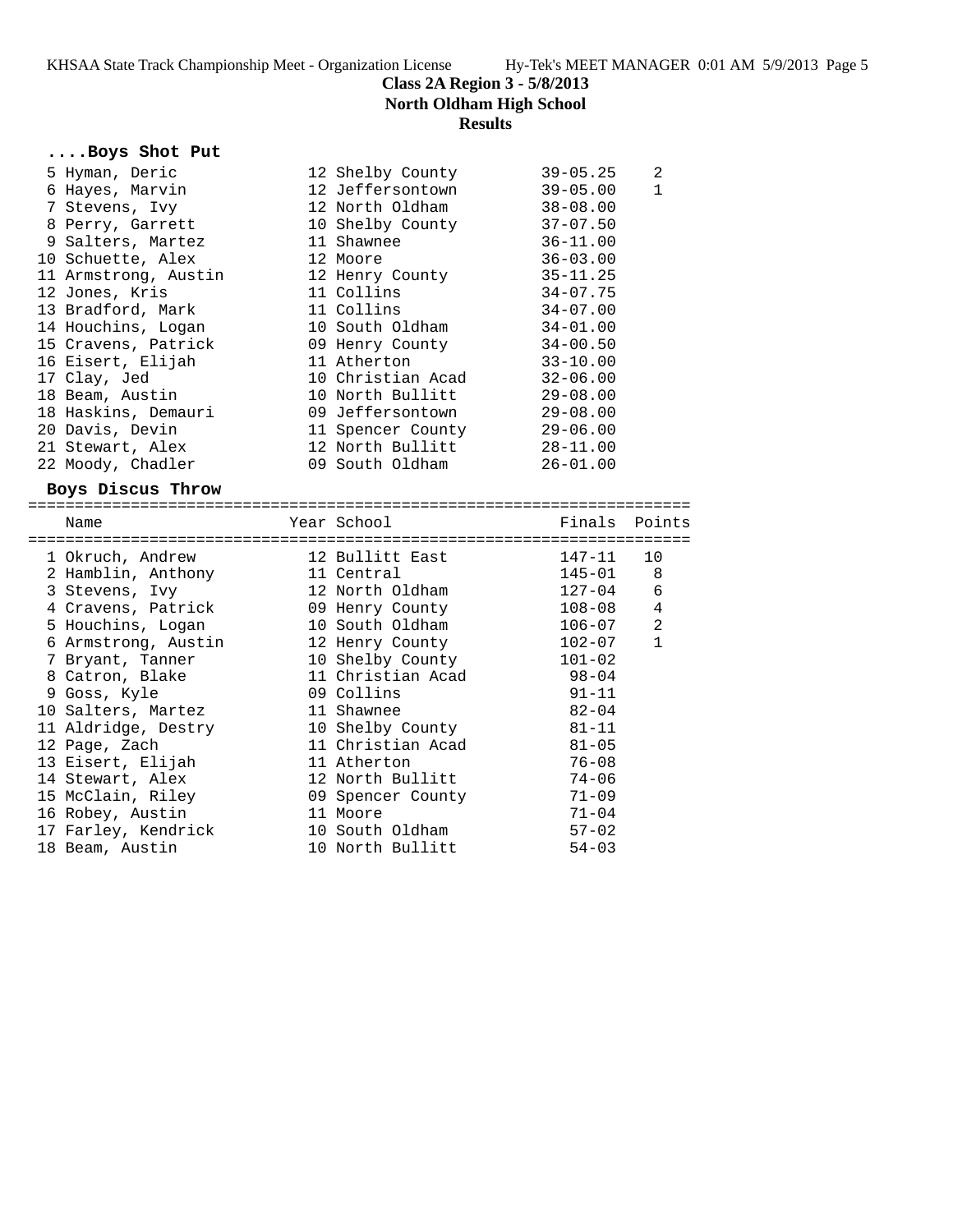# Class 2A Region 3 - 5/8/2013
## North Oldham High School
### Results

**....Boys Shot Put**

| Place | Name | Year | School | Finals | Points |
|---|---|---|---|---|---|
| 5 | Hyman, Deric | 12 | Shelby County | 39-05.25 | 2 |
| 6 | Hayes, Marvin | 12 | Jeffersontown | 39-05.00 | 1 |
| 7 | Stevens, Ivy | 12 | North Oldham | 38-08.00 | |
| 8 | Perry, Garrett | 10 | Shelby County | 37-07.50 | |
| 9 | Salters, Martez | 11 | Shawnee | 36-11.00 | |
| 10 | Schuette, Alex | 12 | Moore | 36-03.00 | |
| 11 | Armstrong, Austin | 12 | Henry County | 35-11.25 | |
| 12 | Jones, Kris | 11 | Collins | 34-07.75 | |
| 13 | Bradford, Mark | 11 | Collins | 34-07.00 | |
| 14 | Houchins, Logan | 10 | South Oldham | 34-01.00 | |
| 15 | Cravens, Patrick | 09 | Henry County | 34-00.50 | |
| 16 | Eisert, Elijah | 11 | Atherton | 33-10.00 | |
| 17 | Clay, Jed | 10 | Christian Acad | 32-06.00 | |
| 18 | Beam, Austin | 10 | North Bullitt | 29-08.00 | |
| 18 | Haskins, Demauri | 09 | Jeffersontown | 29-08.00 | |
| 20 | Davis, Devin | 11 | Spencer County | 29-06.00 | |
| 21 | Stewart, Alex | 12 | North Bullitt | 28-11.00 | |
| 22 | Moody, Chadler | 09 | South Oldham | 26-01.00 | |

**Boys Discus Throw**

| Place | Name | Year | School | Finals | Points |
|---|---|---|---|---|---|
| 1 | Okruch, Andrew | 12 | Bullitt East | 147-11 | 10 |
| 2 | Hamblin, Anthony | 11 | Central | 145-01 | 8 |
| 3 | Stevens, Ivy | 12 | North Oldham | 127-04 | 6 |
| 4 | Cravens, Patrick | 09 | Henry County | 108-08 | 4 |
| 5 | Houchins, Logan | 10 | South Oldham | 106-07 | 2 |
| 6 | Armstrong, Austin | 12 | Henry County | 102-07 | 1 |
| 7 | Bryant, Tanner | 10 | Shelby County | 101-02 | |
| 8 | Catron, Blake | 11 | Christian Acad | 98-04 | |
| 9 | Goss, Kyle | 09 | Collins | 91-11 | |
| 10 | Salters, Martez | 11 | Shawnee | 82-04 | |
| 11 | Aldridge, Destry | 10 | Shelby County | 81-11 | |
| 12 | Page, Zach | 11 | Christian Acad | 81-05 | |
| 13 | Eisert, Elijah | 11 | Atherton | 76-08 | |
| 14 | Stewart, Alex | 12 | North Bullitt | 74-06 | |
| 15 | McClain, Riley | 09 | Spencer County | 71-09 | |
| 16 | Robey, Austin | 11 | Moore | 71-04 | |
| 17 | Farley, Kendrick | 10 | South Oldham | 57-02 | |
| 18 | Beam, Austin | 10 | North Bullitt | 54-03 | |